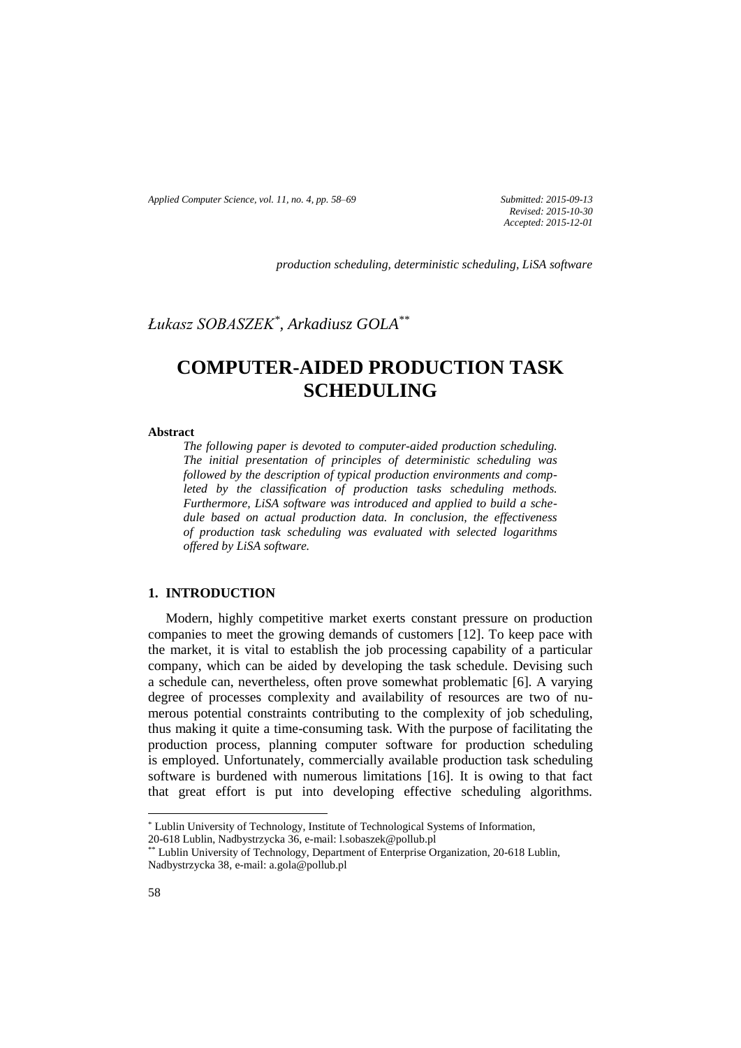*production scheduling, deterministic scheduling, LiSA software*

*Łukasz SOBASZEK*[*], *Arkadiusz GOLA*[**]

# COMPUTER-AIDED PRODUCTION TASK SCHEDULING

**Abstract**

*The following paper is devoted to computer-aided production scheduling. The initial presentation of principles of deterministic scheduling was followed by the description of typical production environments and completed by the classification of production tasks scheduling methods. Furthermore, LiSA software was introduced and applied to build a schedule based on actual production data. In conclusion, the effectiveness of production task scheduling was evaluated with selected logarithms offered by LiSA software.*

## 1. INTRODUCTION

Modern, highly competitive market exerts constant pressure on production companies to meet the growing demands of customers [12]. To keep pace with the market, it is vital to establish the job processing capability of a particular company, which can be aided by developing the task schedule. Devising such a schedule can, nevertheless, often prove somewhat problematic [6]. A varying degree of processes complexity and availability of resources are two of numerous potential constraints contributing to the complexity of job scheduling, thus making it quite a time-consuming task. With the purpose of facilitating the production process, planning computer software for production scheduling is employed. Unfortunately, commercially available production task scheduling software is burdened with numerous limitations [16]. It is owing to that fact that great effort is put into developing effective scheduling algorithms.

---

[*] Lublin University of Technology, Institute of Technological Systems of Information, 20-618 Lublin, Nadbystrzycka 36, e-mail: l.sobaszek@pollub.pl

[**] Lublin University of Technology, Department of Enterprise Organization, 20-618 Lublin, Nadbystrzycka 38, e-mail: a.gola@pollub.pl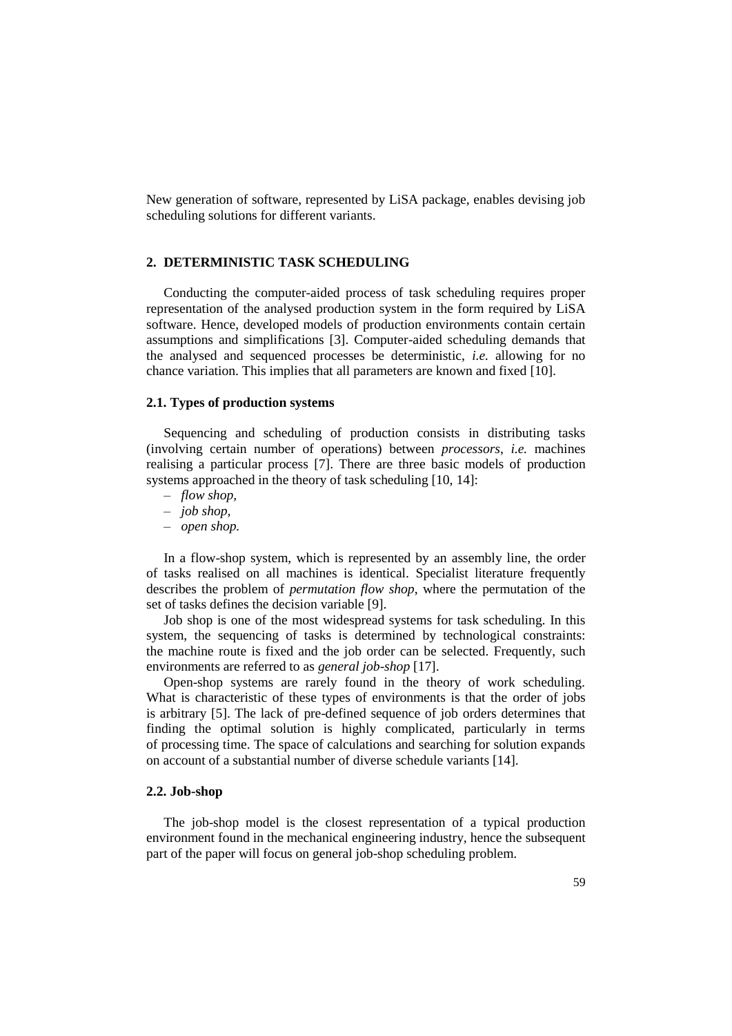New generation of software, represented by LiSA package, enables devising job scheduling solutions for different variants.

## 2. DETERMINISTIC TASK SCHEDULING

Conducting the computer-aided process of task scheduling requires proper representation of the analysed production system in the form required by LiSA software. Hence, developed models of production environments contain certain assumptions and simplifications [3]. Computer-aided scheduling demands that the analysed and sequenced processes be deterministic, *i.e.* allowing for no chance variation. This implies that all parameters are known and fixed [10].

### 2.1. Types of production systems

Sequencing and scheduling of production consists in distributing tasks (involving certain number of operations) between *processors*, *i.e.* machines realising a particular process [7]. There are three basic models of production systems approached in the theory of task scheduling [10, 14]:

- *flow shop,*
- *job shop,*
- *open shop.*

In a flow-shop system, which is represented by an assembly line, the order of tasks realised on all machines is identical. Specialist literature frequently describes the problem of *permutation flow shop*, where the permutation of the set of tasks defines the decision variable [9].

Job shop is one of the most widespread systems for task scheduling. In this system, the sequencing of tasks is determined by technological constraints: the machine route is fixed and the job order can be selected. Frequently, such environments are referred to as *general job-shop* [17].

Open-shop systems are rarely found in the theory of work scheduling. What is characteristic of these types of environments is that the order of jobs is arbitrary [5]. The lack of pre-defined sequence of job orders determines that finding the optimal solution is highly complicated, particularly in terms of processing time. The space of calculations and searching for solution expands on account of a substantial number of diverse schedule variants [14].

### 2.2. Job-shop

The job-shop model is the closest representation of a typical production environment found in the mechanical engineering industry, hence the subsequent part of the paper will focus on general job-shop scheduling problem.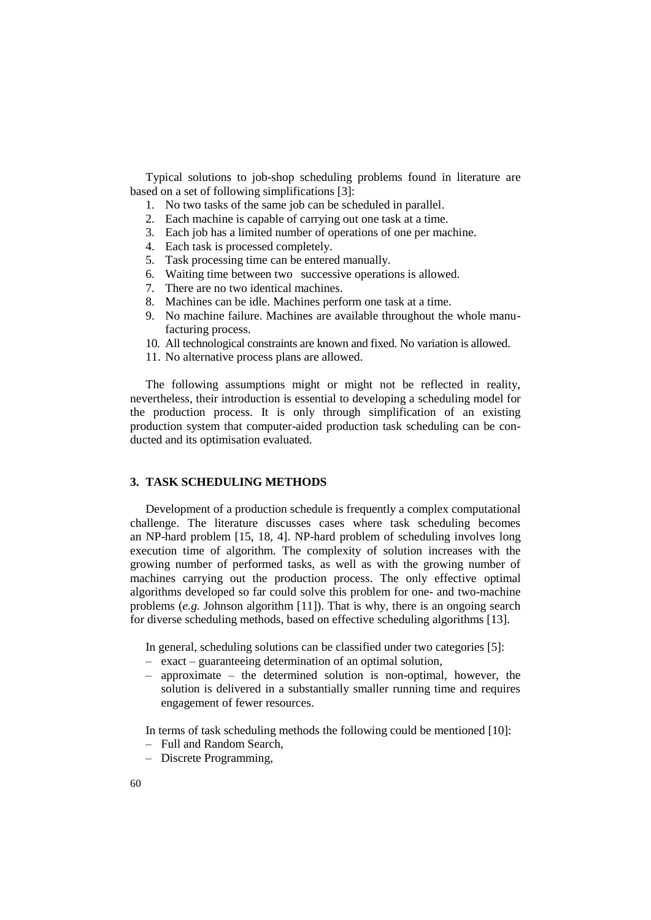Typical solutions to job-shop scheduling problems found in literature are based on a set of following simplifications [3]:

1. No two tasks of the same job can be scheduled in parallel.
2. Each machine is capable of carrying out one task at a time.
3. Each job has a limited number of operations of one per machine.
4. Each task is processed completely.
5. Task processing time can be entered manually.
6. Waiting time between two successive operations is allowed.
7. There are no two identical machines.
8. Machines can be idle. Machines perform one task at a time.
9. No machine failure. Machines are available throughout the whole manufacturing process.
10. All technological constraints are known and fixed. No variation is allowed.
11. No alternative process plans are allowed.

The following assumptions might or might not be reflected in reality, nevertheless, their introduction is essential to developing a scheduling model for the production process. It is only through simplification of an existing production system that computer-aided production task scheduling can be conducted and its optimisation evaluated.

## 3. TASK SCHEDULING METHODS

Development of a production schedule is frequently a complex computational challenge. The literature discusses cases where task scheduling becomes an NP-hard problem [15, 18, 4]. NP-hard problem of scheduling involves long execution time of algorithm. The complexity of solution increases with the growing number of performed tasks, as well as with the growing number of machines carrying out the production process. The only effective optimal algorithms developed so far could solve this problem for one- and two-machine problems (*e.g.* Johnson algorithm [11]). That is why, there is an ongoing search for diverse scheduling methods, based on effective scheduling algorithms [13].

In general, scheduling solutions can be classified under two categories [5]:

- exact – guaranteeing determination of an optimal solution,
- approximate – the determined solution is non-optimal, however, the solution is delivered in a substantially smaller running time and requires engagement of fewer resources.

In terms of task scheduling methods the following could be mentioned [10]:

- Full and Random Search,
- Discrete Programming,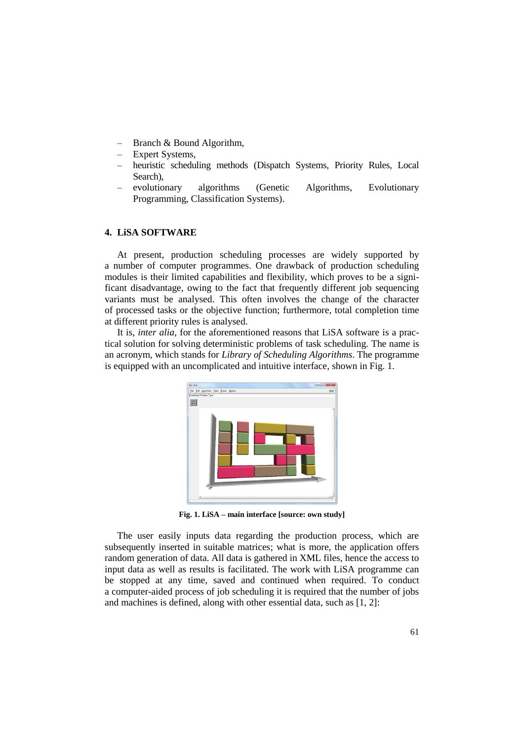- Branch & Bound Algorithm,
- Expert Systems,
- heuristic scheduling methods (Dispatch Systems, Priority Rules, Local Search),
- evolutionary algorithms (Genetic Algorithms, Evolutionary Programming, Classification Systems).

## 4. LiSA SOFTWARE

At present, production scheduling processes are widely supported by a number of computer programmes. One drawback of production scheduling modules is their limited capabilities and flexibility, which proves to be a significant disadvantage, owing to the fact that frequently different job sequencing variants must be analysed. This often involves the change of the character of processed tasks or the objective function; furthermore, total completion time at different priority rules is analysed.

It is, *inter alia*, for the aforementioned reasons that LiSA software is a practical solution for solving deterministic problems of task scheduling. The name is an acronym, which stands for *Library of Scheduling Algorithms*. The programme is equipped with an uncomplicated and intuitive interface, shown in Fig. 1.

**Fig. 1. LiSA – main interface [source: own study]**

The user easily inputs data regarding the production process, which are subsequently inserted in suitable matrices; what is more, the application offers random generation of data. All data is gathered in XML files, hence the access to input data as well as results is facilitated. The work with LiSA programme can be stopped at any time, saved and continued when required. To conduct a computer-aided process of job scheduling it is required that the number of jobs and machines is defined, along with other essential data, such as [1, 2]: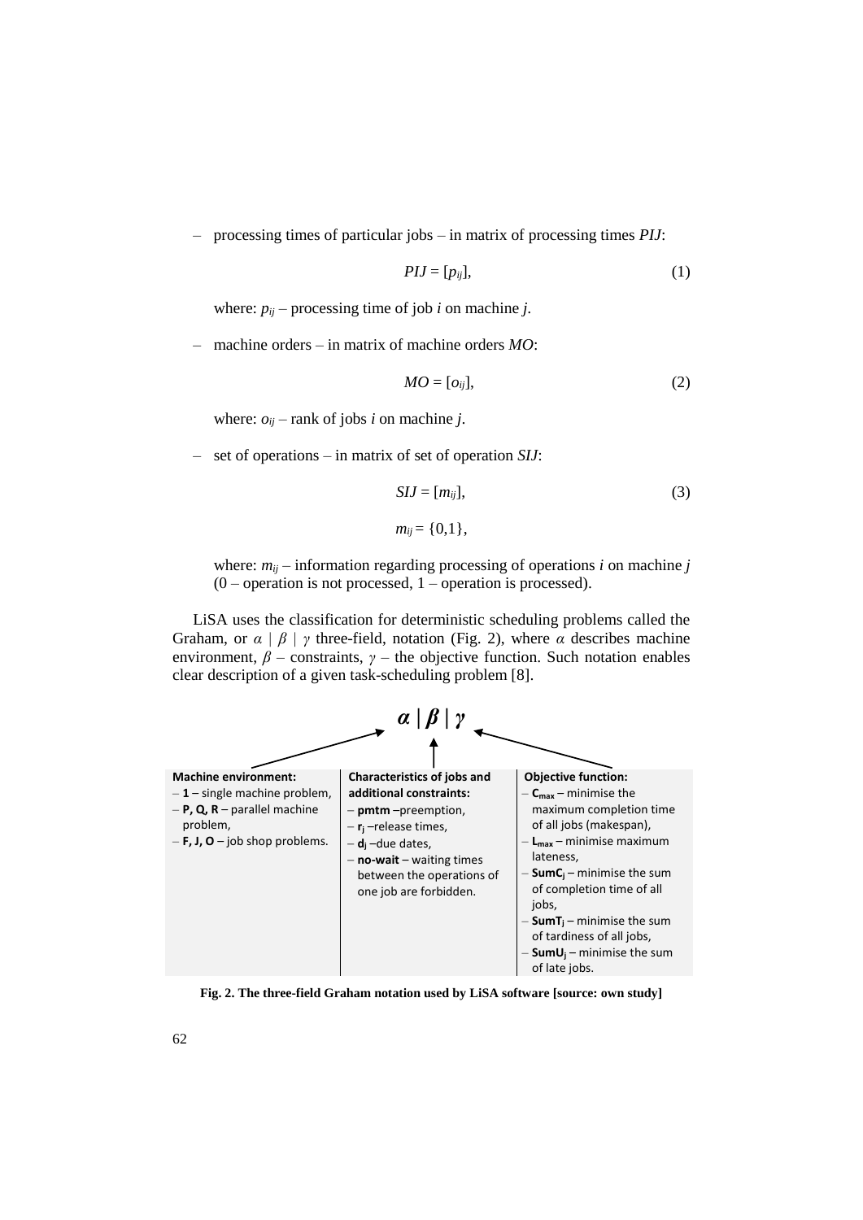– processing times of particular jobs – in matrix of processing times *PIJ*:

$$PIJ = [p_{ij}], \tag{1}$$

where: $p_{ij}$ – processing time of job $i$ on machine $j$.

– machine orders – in matrix of machine orders *MO*:

$$MO = [o_{ij}], \tag{2}$$

where: $o_{ij}$ – rank of jobs $i$ on machine $j$.

– set of operations – in matrix of set of operation *SIJ*:

$$SIJ = [m_{ij}], \tag{3}$$

$$m_{ij} = \{0,1\},$$

where: $m_{ij}$ – information regarding processing of operations $i$ on machine $j$ (0 – operation is not processed, 1 – operation is processed).

LiSA uses the classification for deterministic scheduling problems called the Graham, or $\alpha \mid \beta \mid \gamma$ three-field, notation (Fig. 2), where $\alpha$ describes machine environment, $\beta$ – constraints, $\gamma$ – the objective function. Such notation enables clear description of a given task-scheduling problem [8].

$$\boldsymbol{\alpha \mid \beta \mid \gamma}$$

| **Machine environment:** | **Characteristics of jobs and additional constraints:** | **Objective function:** |
|---|---|---|
| – **1** – single machine problem,<br>– **P, Q, R** – parallel machine problem,<br>– **F, J, O** – job shop problems. | – **pmtm** –preemption,<br>– $\mathbf{r_j}$ –release times,<br>– $\mathbf{d_j}$ –due dates,<br>– **no-wait** – waiting times between the operations of one job are forbidden. | – $\mathbf{C_{max}}$ – minimise the maximum completion time of all jobs (makespan),<br>– $\mathbf{L_{max}}$ – minimise maximum lateness,<br>– $\mathbf{SumC_j}$ – minimise the sum of completion time of all jobs,<br>– $\mathbf{SumT_j}$ – minimise the sum of tardiness of all jobs,<br>– $\mathbf{SumU_j}$ – minimise the sum of late jobs. |

**Fig. 2. The three-field Graham notation used by LiSA software [source: own study]**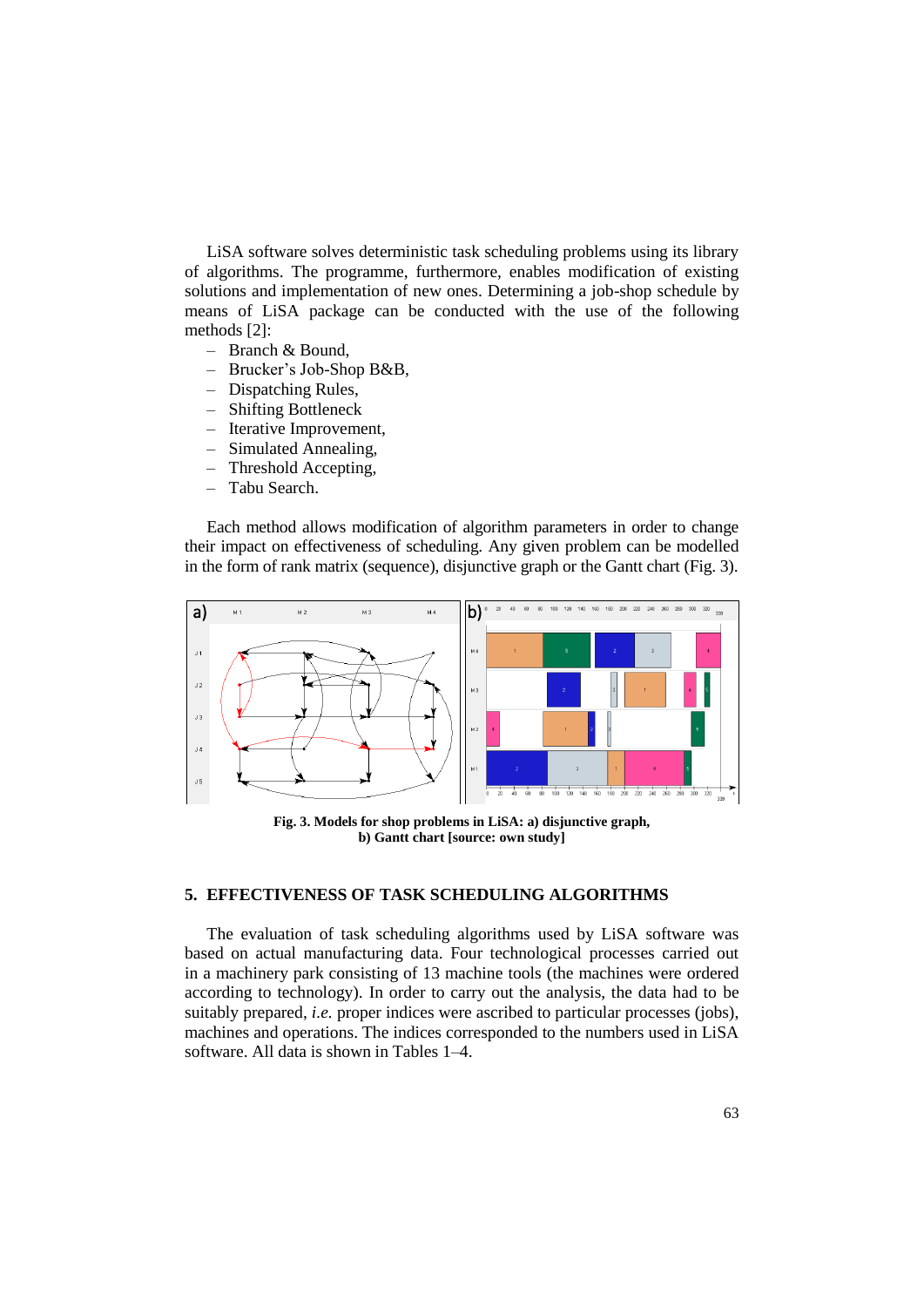LiSA software solves deterministic task scheduling problems using its library of algorithms. The programme, furthermore, enables modification of existing solutions and implementation of new ones. Determining a job-shop schedule by means of LiSA package can be conducted with the use of the following methods [2]:

- Branch & Bound,
- Brucker's Job-Shop B&B,
- Dispatching Rules,
- Shifting Bottleneck
- Iterative Improvement,
- Simulated Annealing,
- Threshold Accepting,
- Tabu Search.

Each method allows modification of algorithm parameters in order to change their impact on effectiveness of scheduling. Any given problem can be modelled in the form of rank matrix (sequence), disjunctive graph or the Gantt chart (Fig. 3).

**Fig. 3. Models for shop problems in LiSA: a) disjunctive graph, b) Gantt chart [source: own study]**

## 5. EFFECTIVENESS OF TASK SCHEDULING ALGORITHMS

The evaluation of task scheduling algorithms used by LiSA software was based on actual manufacturing data. Four technological processes carried out in a machinery park consisting of 13 machine tools (the machines were ordered according to technology). In order to carry out the analysis, the data had to be suitably prepared, *i.e.* proper indices were ascribed to particular processes (jobs), machines and operations. The indices corresponded to the numbers used in LiSA software. All data is shown in Tables 1–4.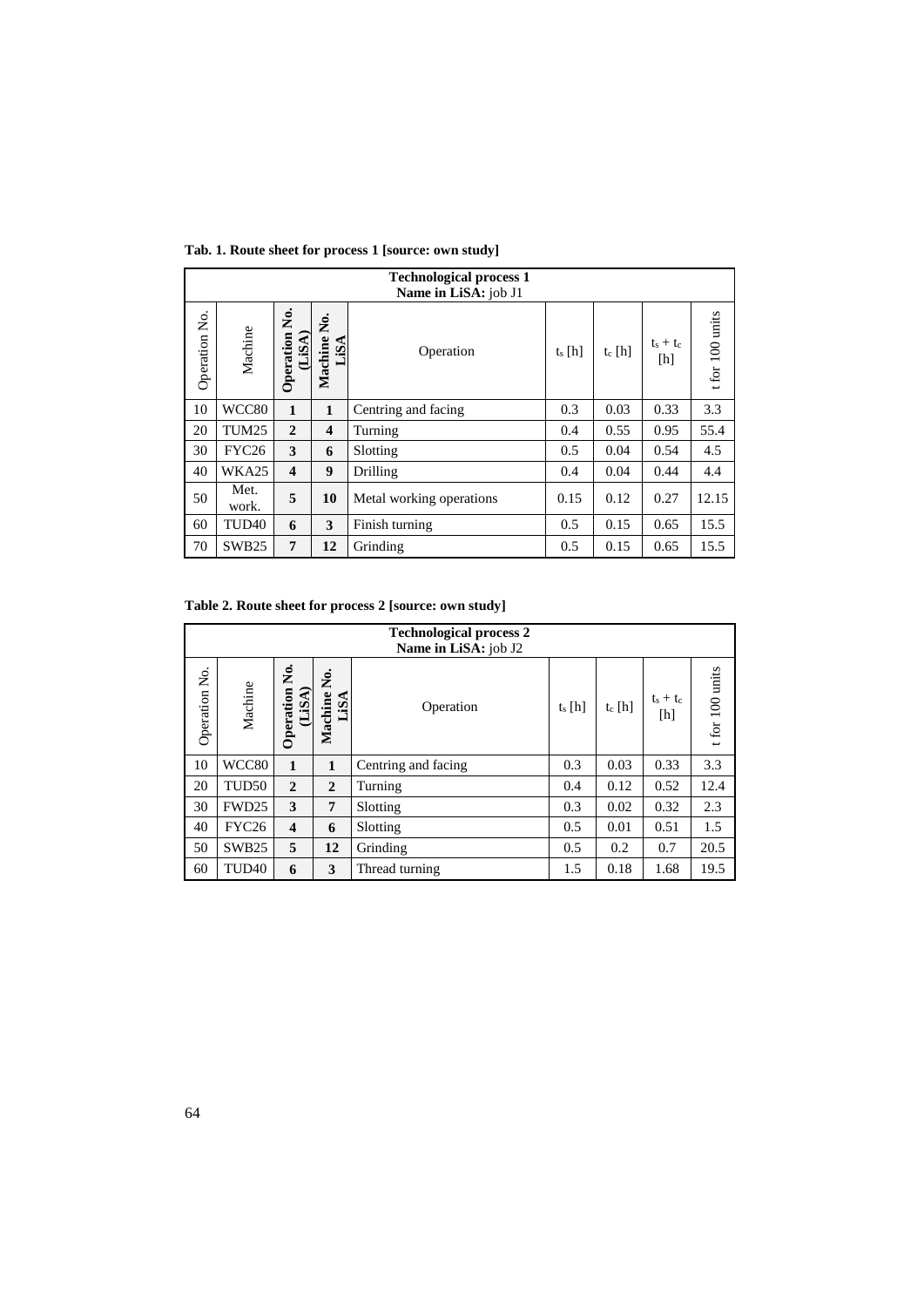**Tab. 1. Route sheet for process 1 [source: own study]**

| Technological process 1<br>Name in LiSA: job J1 | | | | | | | | |
|---|---|---|---|---|---|---|---|---|
| Operation No. | Machine | **Operation No. (LiSA)** | **Machine No. LiSA** | Operation | $t_s$ [h] | $t_c$ [h] | $t_s + t_c$ [h] | t for 100 units |
| 10 | WCC80 | **1** | **1** | Centring and facing | 0.3 | 0.03 | 0.33 | 3.3 |
| 20 | TUM25 | **2** | **4** | Turning | 0.4 | 0.55 | 0.95 | 55.4 |
| 30 | FYC26 | **3** | **6** | Slotting | 0.5 | 0.04 | 0.54 | 4.5 |
| 40 | WKA25 | **4** | **9** | Drilling | 0.4 | 0.04 | 0.44 | 4.4 |
| 50 | Met. work. | **5** | **10** | Metal working operations | 0.15 | 0.12 | 0.27 | 12.15 |
| 60 | TUD40 | **6** | **3** | Finish turning | 0.5 | 0.15 | 0.65 | 15.5 |
| 70 | SWB25 | **7** | **12** | Grinding | 0.5 | 0.15 | 0.65 | 15.5 |

**Table 2. Route sheet for process 2 [source: own study]**

| Technological process 2<br>Name in LiSA: job J2 | | | | | | | | |
|---|---|---|---|---|---|---|---|---|
| Operation No. | Machine | **Operation No. (LiSA)** | **Machine No. LiSA** | Operation | $t_s$ [h] | $t_c$ [h] | $t_s + t_c$ [h] | t for 100 units |
| 10 | WCC80 | **1** | **1** | Centring and facing | 0.3 | 0.03 | 0.33 | 3.3 |
| 20 | TUD50 | **2** | **2** | Turning | 0.4 | 0.12 | 0.52 | 12.4 |
| 30 | FWD25 | **3** | **7** | Slotting | 0.3 | 0.02 | 0.32 | 2.3 |
| 40 | FYC26 | **4** | **6** | Slotting | 0.5 | 0.01 | 0.51 | 1.5 |
| 50 | SWB25 | **5** | **12** | Grinding | 0.5 | 0.2 | 0.7 | 20.5 |
| 60 | TUD40 | **6** | **3** | Thread turning | 1.5 | 0.18 | 1.68 | 19.5 |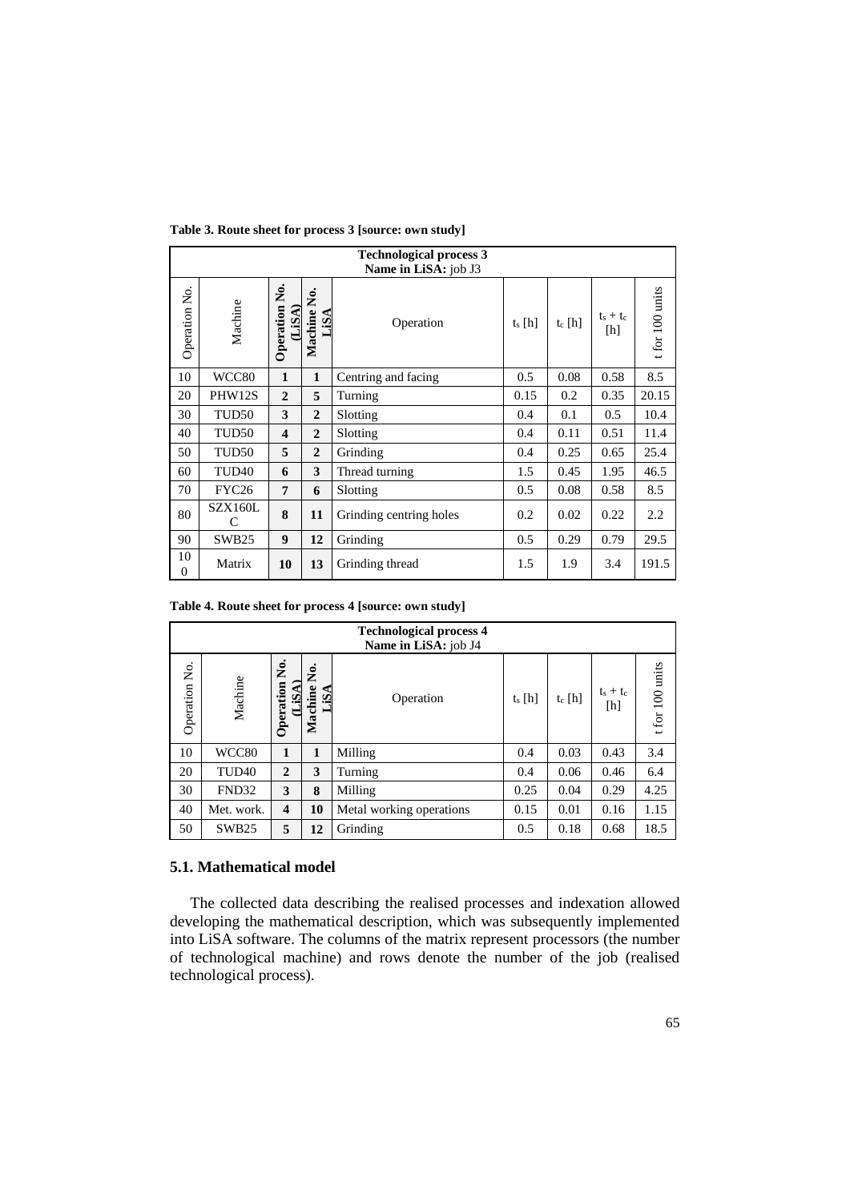**Table 3. Route sheet for process 3 [source: own study]**

| **Technological process 3**<br>**Name in LiSA:** job J3 | | | | | | | | |
|---|---|---|---|---|---|---|---|---|
| Operation No. | Machine | **Operation No. (LiSA)** | **Machine No. LiSA** | Operation | $t_s$ [h] | $t_c$ [h] | $t_s + t_c$ [h] | t for 100 units |
| 10 | WCC80 | **1** | **1** | Centring and facing | 0.5 | 0.08 | 0.58 | 8.5 |
| 20 | PHW12S | **2** | **5** | Turning | 0.15 | 0.2 | 0.35 | 20.15 |
| 30 | TUD50 | **3** | **2** | Slotting | 0.4 | 0.1 | 0.5 | 10.4 |
| 40 | TUD50 | **4** | **2** | Slotting | 0.4 | 0.11 | 0.51 | 11.4 |
| 50 | TUD50 | **5** | **2** | Grinding | 0.4 | 0.25 | 0.65 | 25.4 |
| 60 | TUD40 | **6** | **3** | Thread turning | 1.5 | 0.45 | 1.95 | 46.5 |
| 70 | FYC26 | **7** | **6** | Slotting | 0.5 | 0.08 | 0.58 | 8.5 |
| 80 | SZX160LC | **8** | **11** | Grinding centring holes | 0.2 | 0.02 | 0.22 | 2.2 |
| 90 | SWB25 | **9** | **12** | Grinding | 0.5 | 0.29 | 0.79 | 29.5 |
| 100 | Matrix | **10** | **13** | Grinding thread | 1.5 | 1.9 | 3.4 | 191.5 |

**Table 4. Route sheet for process 4 [source: own study]**

| **Technological process 4**<br>**Name in LiSA:** job J4 | | | | | | | | |
|---|---|---|---|---|---|---|---|---|
| Operation No. | Machine | **Operation No. (LiSA)** | **Machine No. LiSA** | Operation | $t_s$ [h] | $t_c$ [h] | $t_s + t_c$ [h] | t for 100 units |
| 10 | WCC80 | **1** | **1** | Milling | 0.4 | 0.03 | 0.43 | 3.4 |
| 20 | TUD40 | **2** | **3** | Turning | 0.4 | 0.06 | 0.46 | 6.4 |
| 30 | FND32 | **3** | **8** | Milling | 0.25 | 0.04 | 0.29 | 4.25 |
| 40 | Met. work. | **4** | **10** | Metal working operations | 0.15 | 0.01 | 0.16 | 1.15 |
| 50 | SWB25 | **5** | **12** | Grinding | 0.5 | 0.18 | 0.68 | 18.5 |

### 5.1. Mathematical model

The collected data describing the realised processes and indexation allowed developing the mathematical description, which was subsequently implemented into LiSA software. The columns of the matrix represent processors (the number of technological machine) and rows denote the number of the job (realised technological process).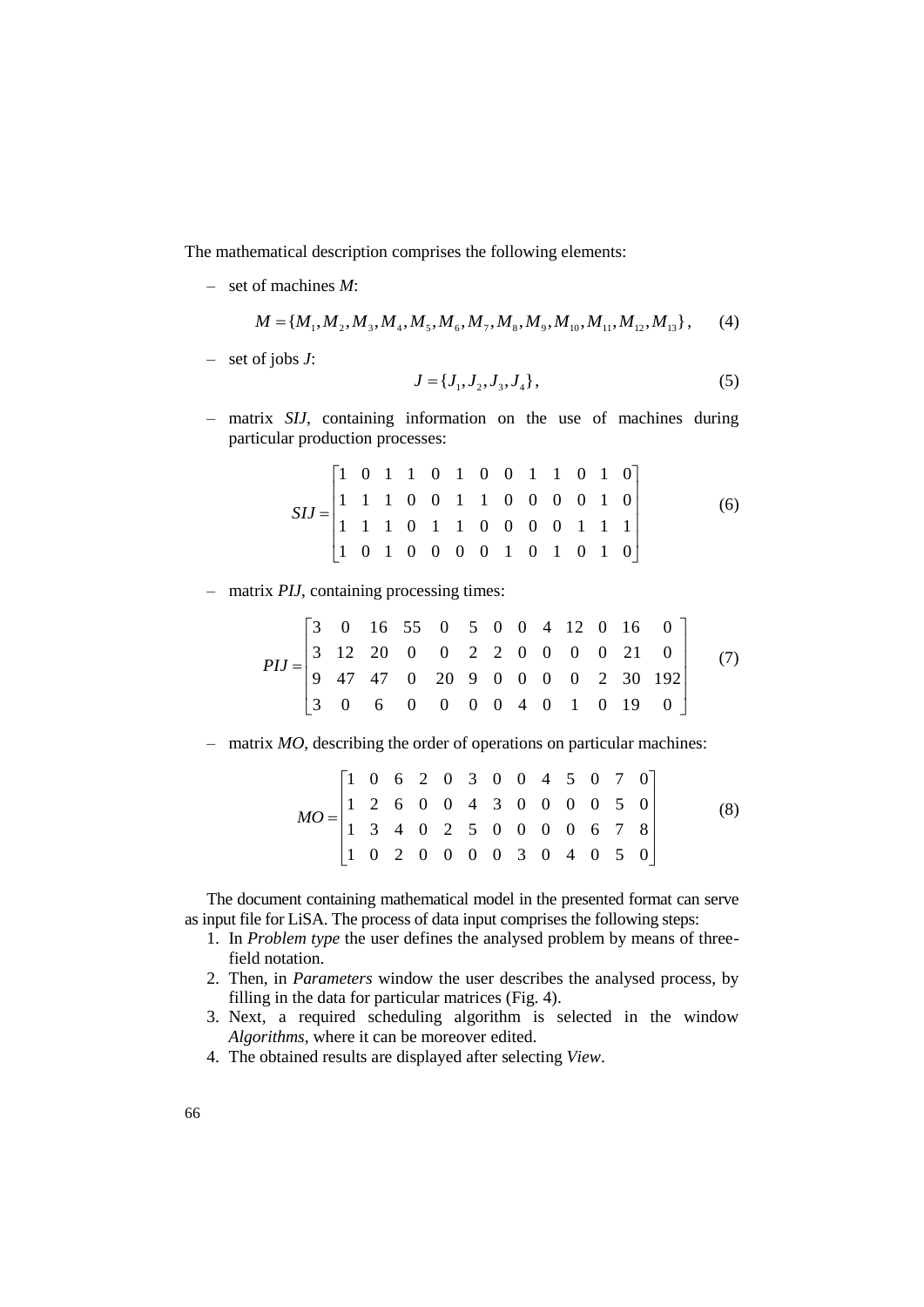The mathematical description comprises the following elements:

– set of machines *M*:

$$M = \{M_1, M_2, M_3, M_4, M_5, M_6, M_7, M_8, M_9, M_{10}, M_{11}, M_{12}, M_{13}\}, \qquad (4)$$

– set of jobs *J*:

$$J = \{J_1, J_2, J_3, J_4\}, \qquad (5)$$

– matrix *SIJ*, containing information on the use of machines during particular production processes:

$$SIJ = \begin{bmatrix} 1 & 0 & 1 & 1 & 0 & 1 & 0 & 0 & 1 & 1 & 0 & 1 & 0 \\ 1 & 1 & 1 & 0 & 0 & 1 & 1 & 0 & 0 & 0 & 0 & 1 & 0 \\ 1 & 1 & 1 & 0 & 1 & 1 & 0 & 0 & 0 & 0 & 1 & 1 & 1 \\ 1 & 0 & 1 & 0 & 0 & 0 & 0 & 1 & 0 & 1 & 0 & 1 & 0 \end{bmatrix} \qquad (6)$$

– matrix *PIJ*, containing processing times:

$$PIJ = \begin{bmatrix} 3 & 0 & 16 & 55 & 0 & 5 & 0 & 0 & 4 & 12 & 0 & 16 & 0 \\ 3 & 12 & 20 & 0 & 0 & 2 & 2 & 0 & 0 & 0 & 0 & 21 & 0 \\ 9 & 47 & 47 & 0 & 20 & 9 & 0 & 0 & 0 & 0 & 2 & 30 & 192 \\ 3 & 0 & 6 & 0 & 0 & 0 & 0 & 4 & 0 & 1 & 0 & 19 & 0 \end{bmatrix} \qquad (7)$$

– matrix *MO*, describing the order of operations on particular machines:

$$MO = \begin{bmatrix} 1 & 0 & 6 & 2 & 0 & 3 & 0 & 0 & 4 & 5 & 0 & 7 & 0 \\ 1 & 2 & 6 & 0 & 0 & 4 & 3 & 0 & 0 & 0 & 0 & 5 & 0 \\ 1 & 3 & 4 & 0 & 2 & 5 & 0 & 0 & 0 & 0 & 6 & 7 & 8 \\ 1 & 0 & 2 & 0 & 0 & 0 & 0 & 3 & 0 & 4 & 0 & 5 & 0 \end{bmatrix} \qquad (8)$$

The document containing mathematical model in the presented format can serve as input file for LiSA. The process of data input comprises the following steps:

1. In *Problem type* the user defines the analysed problem by means of three-field notation.
2. Then, in *Parameters* window the user describes the analysed process, by filling in the data for particular matrices (Fig. 4).
3. Next, a required scheduling algorithm is selected in the window *Algorithms*, where it can be moreover edited.
4. The obtained results are displayed after selecting *View*.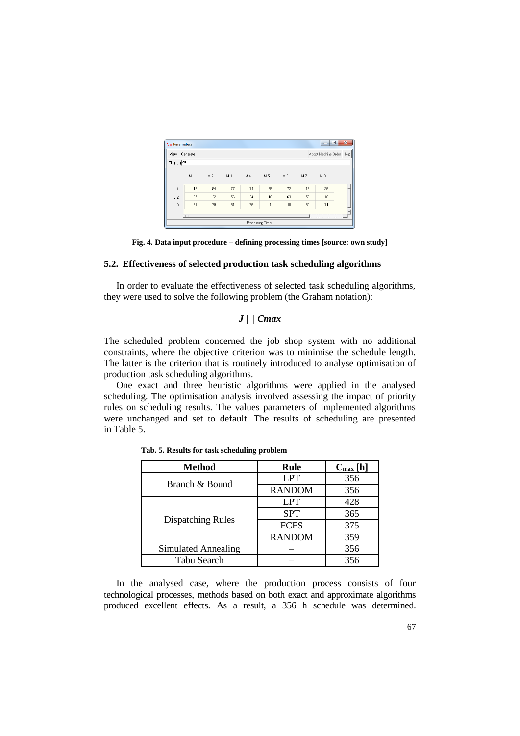Fig. 4. Data input procedure – defining processing times [source: own study]

### 5.2. Effectiveness of selected production task scheduling algorithms

In order to evaluate the effectiveness of selected task scheduling algorithms, they were used to solve the following problem (the Graham notation):

$$J \mid \mid C_{max}$$

The scheduled problem concerned the job shop system with no additional constraints, where the objective criterion was to minimise the schedule length. The latter is the criterion that is routinely introduced to analyse optimisation of production task scheduling algorithms.

One exact and three heuristic algorithms were applied in the analysed scheduling. The optimisation analysis involved assessing the impact of priority rules on scheduling results. The values parameters of implemented algorithms were unchanged and set to default. The results of scheduling are presented in Table 5.

**Tab. 5. Results for task scheduling problem**

| Method | Rule | $C_{max}$ [h] |
|---|---|---|
| Branch & Bound | LPT | 356 |
| | RANDOM | 356 |
| Dispatching Rules | LPT | 428 |
| | SPT | 365 |
| | FCFS | 375 |
| | RANDOM | 359 |
| Simulated Annealing | – | 356 |
| Tabu Search | – | 356 |

In the analysed case, where the production process consists of four technological processes, methods based on both exact and approximate algorithms produced excellent effects. As a result, a 356 h schedule was determined.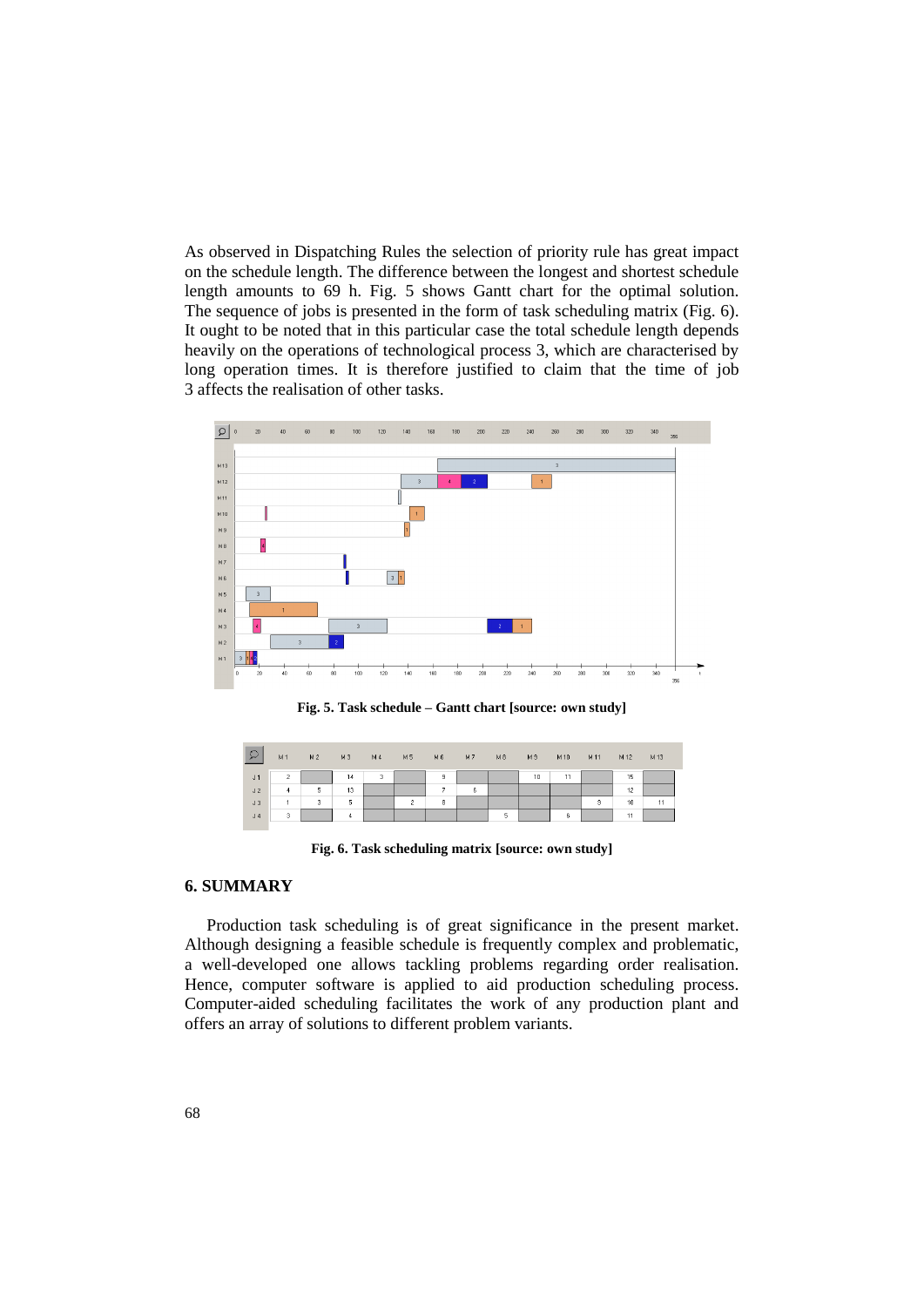As observed in Dispatching Rules the selection of priority rule has great impact on the schedule length. The difference between the longest and shortest schedule length amounts to 69 h. Fig. 5 shows Gantt chart for the optimal solution. The sequence of jobs is presented in the form of task scheduling matrix (Fig. 6). It ought to be noted that in this particular case the total schedule length depends heavily on the operations of technological process 3, which are characterised by long operation times. It is therefore justified to claim that the time of job 3 affects the realisation of other tasks.

**Fig. 5. Task schedule – Gantt chart [source: own study]**

| | M1 | M2 | M3 | M4 | M5 | M6 | M7 | M8 | M9 | M10 | M11 | M12 | M13 |
|---|---|---|---|---|---|---|---|---|---|---|---|---|---|
| J1 | 2 | | 14 | 3 | | 9 | | | 10 | 11 | | 15 | |
| J2 | 4 | 5 | 13 | | | 7 | 6 | | | | | 12 | |
| J3 | 1 | 3 | 5 | | 2 | 8 | | | | | 9 | 10 | 11 |
| J4 | 3 | | 4 | | | | | 5 | | 6 | | 11 | |

**Fig. 6. Task scheduling matrix [source: own study]**

## 6. SUMMARY

Production task scheduling is of great significance in the present market. Although designing a feasible schedule is frequently complex and problematic, a well-developed one allows tackling problems regarding order realisation. Hence, computer software is applied to aid production scheduling process. Computer-aided scheduling facilitates the work of any production plant and offers an array of solutions to different problem variants.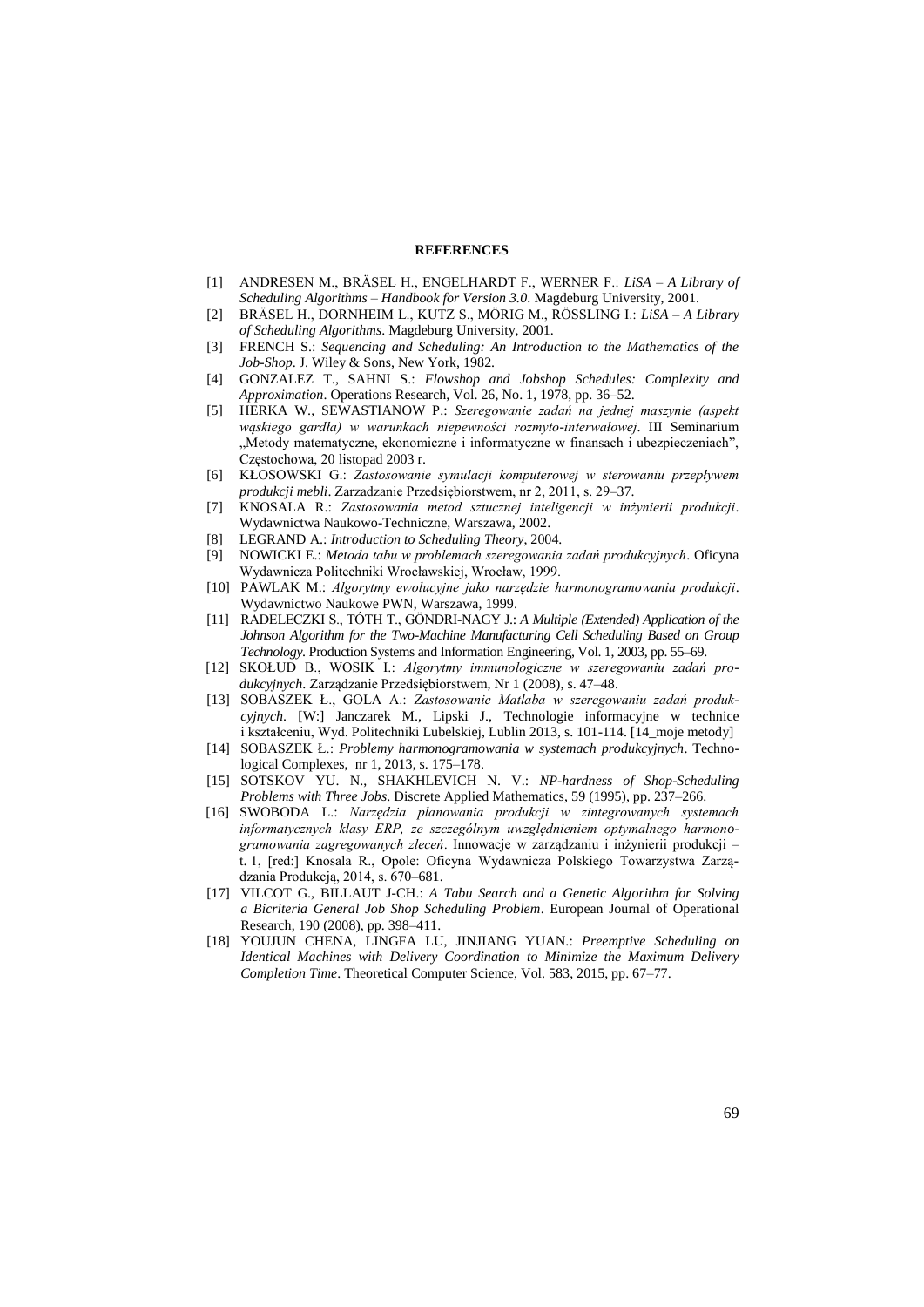**REFERENCES**

[1] ANDRESEN M., BRÄSEL H., ENGELHARDT F., WERNER F.: *LiSA – A Library of Scheduling Algorithms – Handbook for Version 3.0*. Magdeburg University, 2001.

[2] BRÄSEL H., DORNHEIM L., KUTZ S., MÖRIG M., RÖSSLING I.: *LiSA – A Library of Scheduling Algorithms*. Magdeburg University, 2001.

[3] FRENCH S.: *Sequencing and Scheduling: An Introduction to the Mathematics of the Job-Shop*. J. Wiley & Sons, New York, 1982.

[4] GONZALEZ T., SAHNI S.: *Flowshop and Jobshop Schedules: Complexity and Approximation*. Operations Research, Vol. 26, No. 1, 1978, pp. 36–52.

[5] HERKA W., SEWASTIANOW P.: *Szeregowanie zadań na jednej maszynie (aspekt wąskiego gardła) w warunkach niepewności rozmyto-interwałowej*. III Seminarium „Metody matematyczne, ekonomiczne i informatyczne w finansach i ubezpieczeniach", Częstochowa, 20 listopad 2003 r.

[6] KŁOSOWSKI G.: *Zastosowanie symulacji komputerowej w sterowaniu przepływem produkcji mebli*. Zarzadzanie Przedsiębiorstwem, nr 2, 2011, s. 29–37.

[7] KNOSALA R.: *Zastosowania metod sztucznej inteligencji w inżynierii produkcji*. Wydawnictwa Naukowo-Techniczne, Warszawa, 2002.

[8] LEGRAND A.: *Introduction to Scheduling Theory*, 2004.

[9] NOWICKI E.: *Metoda tabu w problemach szeregowania zadań produkcyjnych*. Oficyna Wydawnicza Politechniki Wrocławskiej, Wrocław, 1999.

[10] PAWLAK M.: *Algorytmy ewolucyjne jako narzędzie harmonogramowania produkcji*. Wydawnictwo Naukowe PWN, Warszawa, 1999.

[11] RADELECZKI S., TÓTH T., GÖNDRI-NAGY J.: *A Multiple (Extended) Application of the Johnson Algorithm for the Two-Machine Manufacturing Cell Scheduling Based on Group Technology*. Production Systems and Information Engineering, Vol. 1, 2003, pp. 55–69.

[12] SKOŁUD B., WOSIK I.: *Algorytmy immunologiczne w szeregowaniu zadań produkcyjnych*. Zarządzanie Przedsiębiorstwem, Nr 1 (2008), s. 47–48.

[13] SOBASZEK Ł., GOLA A.: *Zastosowanie Matlaba w szeregowaniu zadań produkcyjnych*. [W:] Janczarek M., Lipski J., Technologie informacyjne w technice i kształceniu, Wyd. Politechniki Lubelskiej, Lublin 2013, s. 101-114. [14_moje metody]

[14] SOBASZEK Ł.: *Problemy harmonogramowania w systemach produkcyjnych*. Technological Complexes, nr 1, 2013, s. 175–178.

[15] SOTSKOV YU. N., SHAKHLEVICH N. V.: *NP-hardness of Shop-Scheduling Problems with Three Jobs*. Discrete Applied Mathematics, 59 (1995), pp. 237–266.

[16] SWOBODA L.: *Narzędzia planowania produkcji w zintegrowanych systemach informatycznych klasy ERP, ze szczególnym uwzględnieniem optymalnego harmonogramowania zagregowanych zleceń*. Innowacje w zarządzaniu i inżynierii produkcji – t. 1, [red:] Knosala R., Opole: Oficyna Wydawnicza Polskiego Towarzystwa Zarządzania Produkcją, 2014, s. 670–681.

[17] VILCOT G., BILLAUT J-CH.: *A Tabu Search and a Genetic Algorithm for Solving a Bicriteria General Job Shop Scheduling Problem*. European Journal of Operational Research, 190 (2008), pp. 398–411.

[18] YOUJUN CHENA, LINGFA LU, JINJIANG YUAN.: *Preemptive Scheduling on Identical Machines with Delivery Coordination to Minimize the Maximum Delivery Completion Time*. Theoretical Computer Science, Vol. 583, 2015, pp. 67–77.